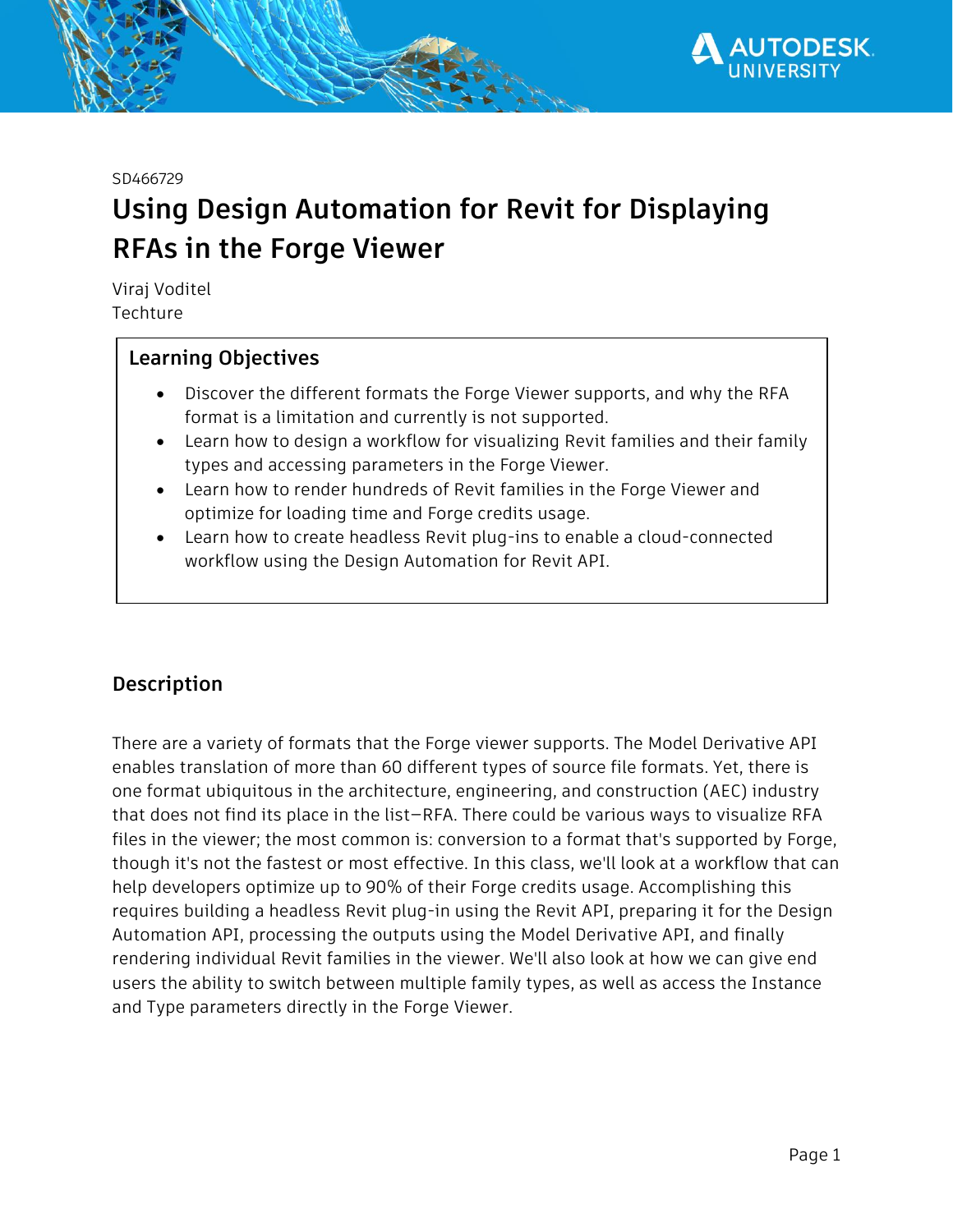SD466729

# Using Design Automation for Revit for Displaying RFAs in the Forge Viewer

Viraj Voditel
Techture

## Learning Objectives

- Discover the different formats the Forge Viewer supports, and why the RFA format is a limitation and currently is not supported.
- Learn how to design a workflow for visualizing Revit families and their family types and accessing parameters in the Forge Viewer.
- Learn how to render hundreds of Revit families in the Forge Viewer and optimize for loading time and Forge credits usage.
- Learn how to create headless Revit plug-ins to enable a cloud-connected workflow using the Design Automation for Revit API.

## Description

There are a variety of formats that the Forge viewer supports. The Model Derivative API enables translation of more than 60 different types of source file formats. Yet, there is one format ubiquitous in the architecture, engineering, and construction (AEC) industry that does not find its place in the list—RFA. There could be various ways to visualize RFA files in the viewer; the most common is: conversion to a format that's supported by Forge, though it's not the fastest or most effective. In this class, we'll look at a workflow that can help developers optimize up to 90% of their Forge credits usage. Accomplishing this requires building a headless Revit plug-in using the Revit API, preparing it for the Design Automation API, processing the outputs using the Model Derivative API, and finally rendering individual Revit families in the viewer. We'll also look at how we can give end users the ability to switch between multiple family types, as well as access the Instance and Type parameters directly in the Forge Viewer.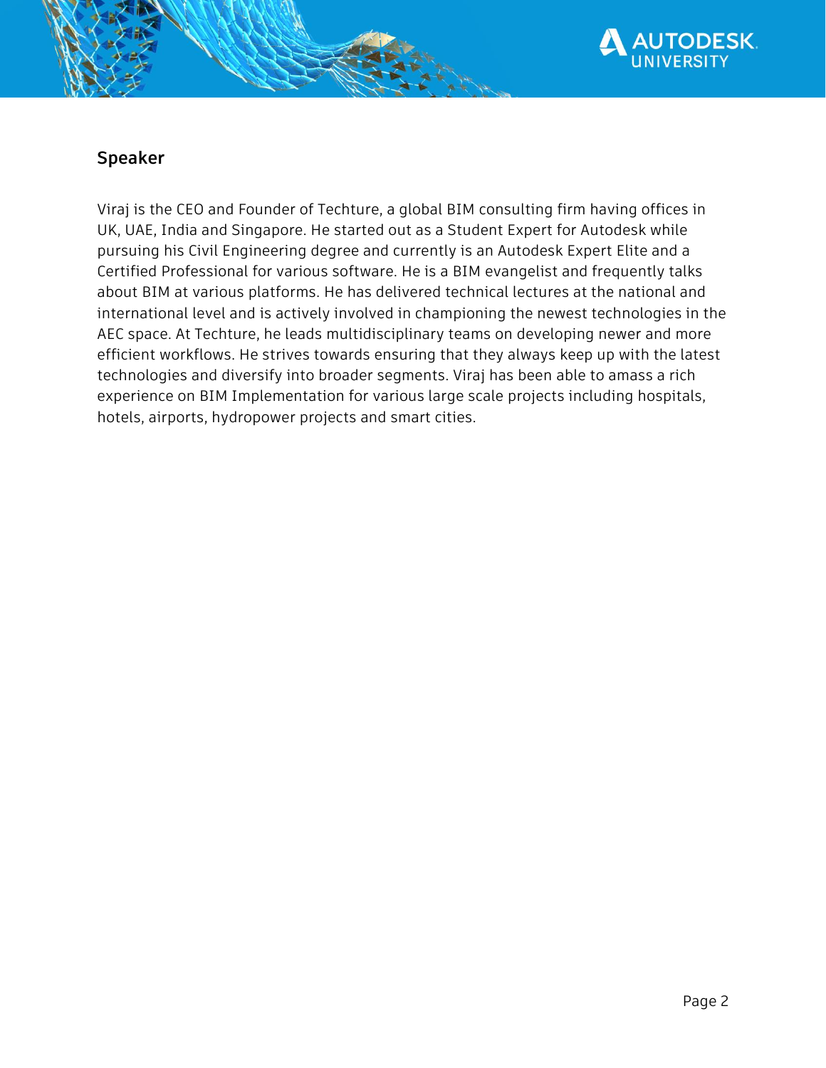## Speaker

Viraj is the CEO and Founder of Techture, a global BIM consulting firm having offices in UK, UAE, India and Singapore. He started out as a Student Expert for Autodesk while pursuing his Civil Engineering degree and currently is an Autodesk Expert Elite and a Certified Professional for various software. He is a BIM evangelist and frequently talks about BIM at various platforms. He has delivered technical lectures at the national and international level and is actively involved in championing the newest technologies in the AEC space. At Techture, he leads multidisciplinary teams on developing newer and more efficient workflows. He strives towards ensuring that they always keep up with the latest technologies and diversify into broader segments. Viraj has been able to amass a rich experience on BIM Implementation for various large scale projects including hospitals, hotels, airports, hydropower projects and smart cities.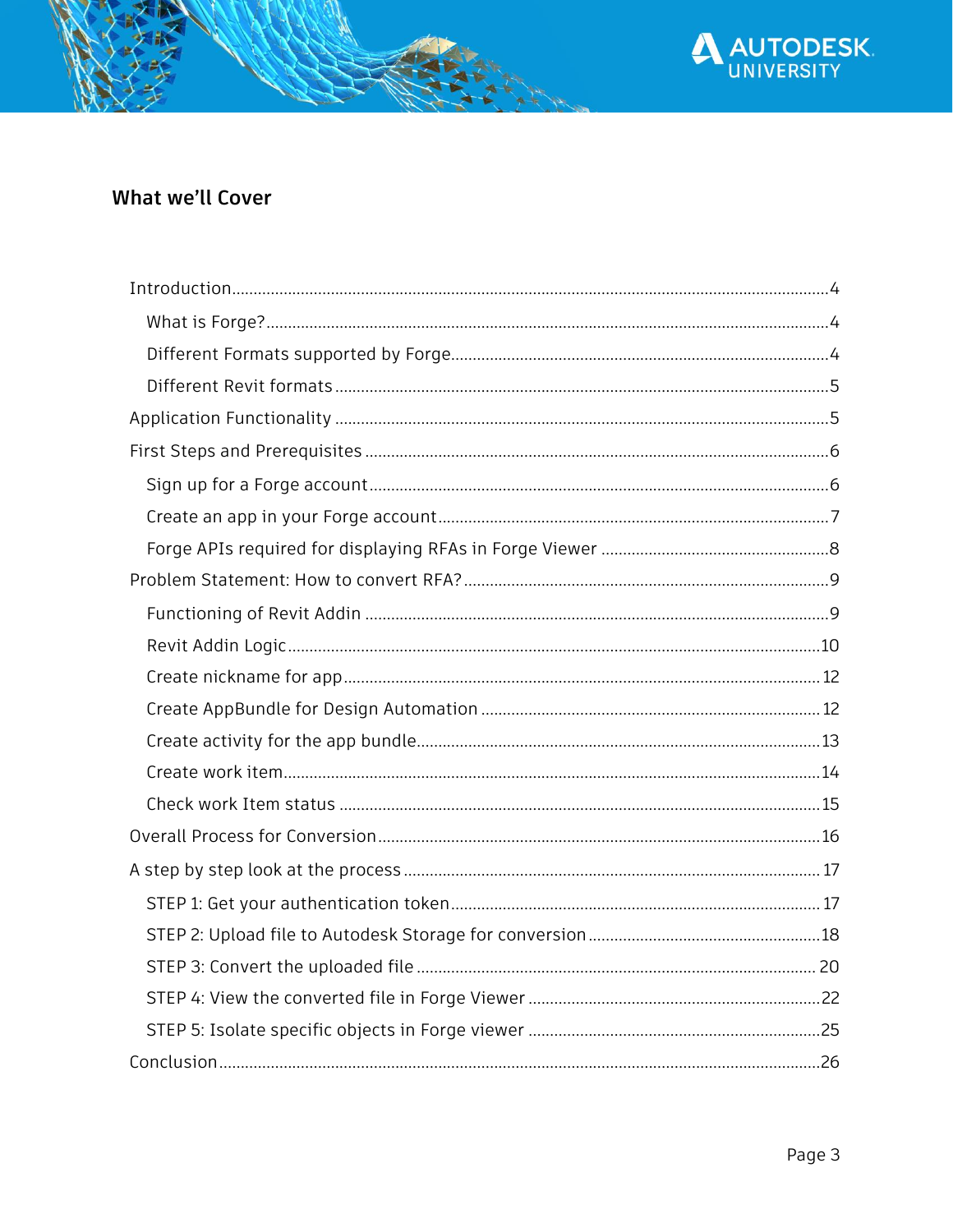## What we'll Cover

- Introduction....4
  - What is Forge?....4
  - Different Formats supported by Forge....4
  - Different Revit formats....5
- Application Functionality....5
- First Steps and Prerequisites....6
  - Sign up for a Forge account....6
  - Create an app in your Forge account....7
  - Forge APIs required for displaying RFAs in Forge Viewer....8
- Problem Statement: How to convert RFA?....9
  - Functioning of Revit Addin....9
  - Revit Addin Logic....10
  - Create nickname for app....12
  - Create AppBundle for Design Automation....12
  - Create activity for the app bundle....13
  - Create work item....14
  - Check work Item status....15
- Overall Process for Conversion....16
- A step by step look at the process....17
  - STEP 1: Get your authentication token....17
  - STEP 2: Upload file to Autodesk Storage for conversion....18
  - STEP 3: Convert the uploaded file....20
  - STEP 4: View the converted file in Forge Viewer....22
  - STEP 5: Isolate specific objects in Forge viewer....25
- Conclusion....26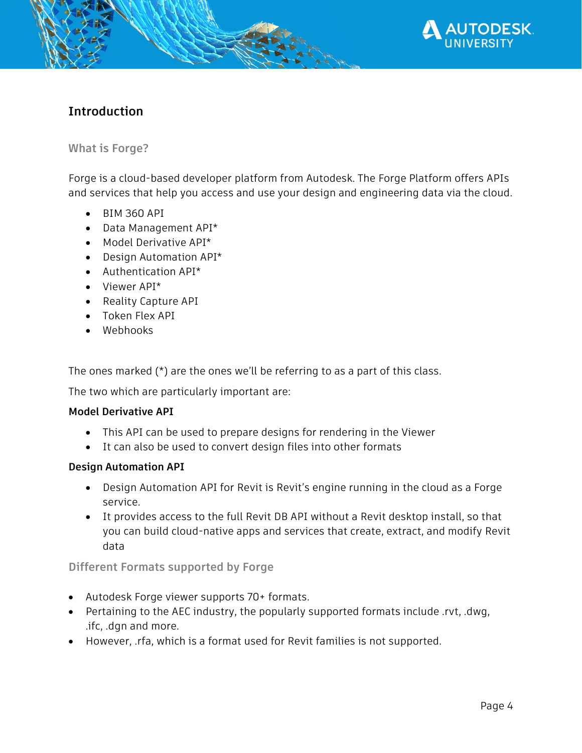## Introduction

### What is Forge?

Forge is a cloud-based developer platform from Autodesk. The Forge Platform offers APIs and services that help you access and use your design and engineering data via the cloud.

- BIM 360 API
- Data Management API*
- Model Derivative API*
- Design Automation API*
- Authentication API*
- Viewer API*
- Reality Capture API
- Token Flex API
- Webhooks

The ones marked (*) are the ones we'll be referring to as a part of this class.

The two which are particularly important are:

**Model Derivative API**

- This API can be used to prepare designs for rendering in the Viewer
- It can also be used to convert design files into other formats

**Design Automation API**

- Design Automation API for Revit is Revit's engine running in the cloud as a Forge service.
- It provides access to the full Revit DB API without a Revit desktop install, so that you can build cloud-native apps and services that create, extract, and modify Revit data

### Different Formats supported by Forge

- Autodesk Forge viewer supports 70+ formats.
- Pertaining to the AEC industry, the popularly supported formats include .rvt, .dwg, .ifc, .dgn and more.
- However, .rfa, which is a format used for Revit families is not supported.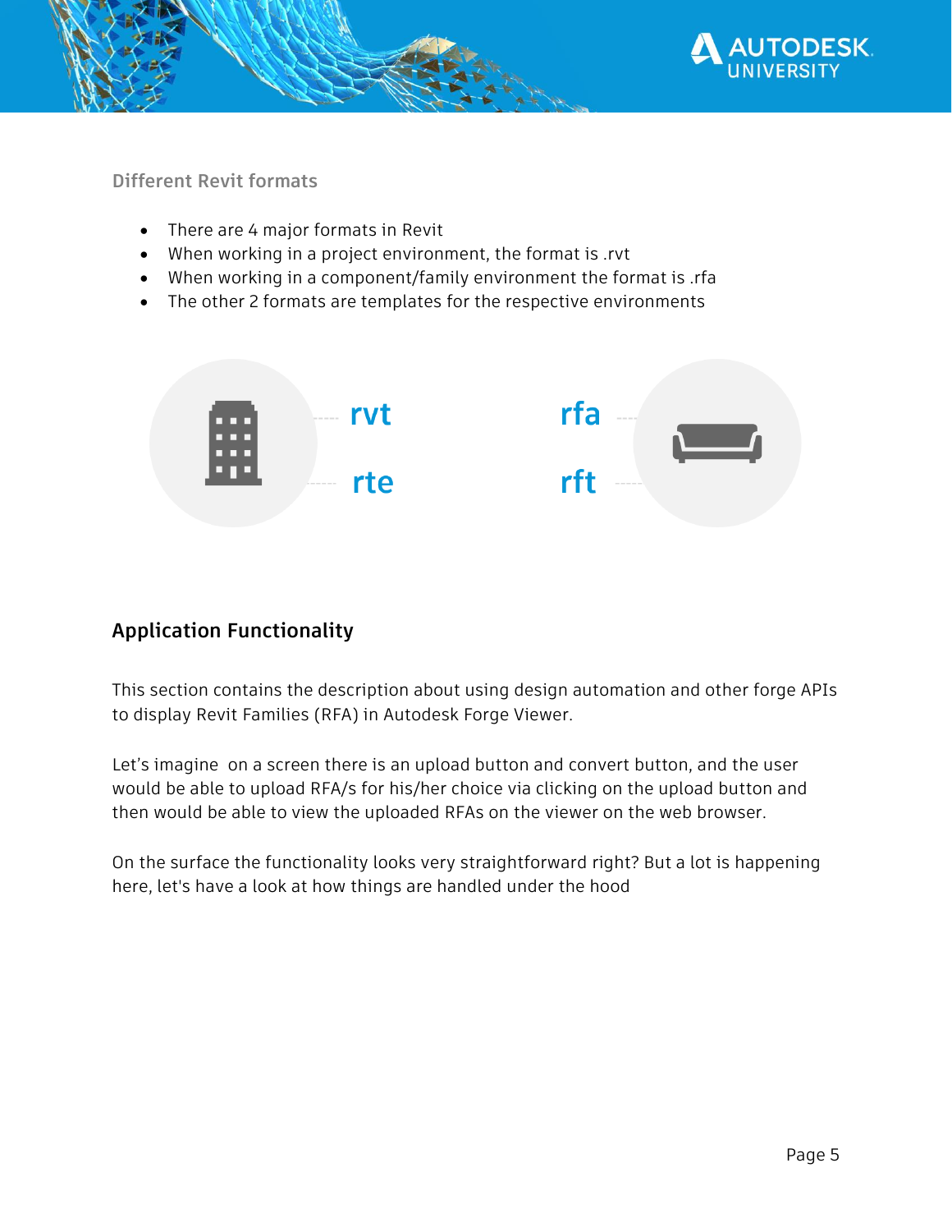### Different Revit formats

- There are 4 major formats in Revit
- When working in a project environment, the format is .rvt
- When working in a component/family environment the format is .rfa
- The other 2 formats are templates for the respective environments

rvt

rte

rfa

rft

## Application Functionality

This section contains the description about using design automation and other forge APIs to display Revit Families (RFA) in Autodesk Forge Viewer.

Let's imagine on a screen there is an upload button and convert button, and the user would be able to upload RFA/s for his/her choice via clicking on the upload button and then would be able to view the uploaded RFAs on the viewer on the web browser.

On the surface the functionality looks very straightforward right? But a lot is happening here, let's have a look at how things are handled under the hood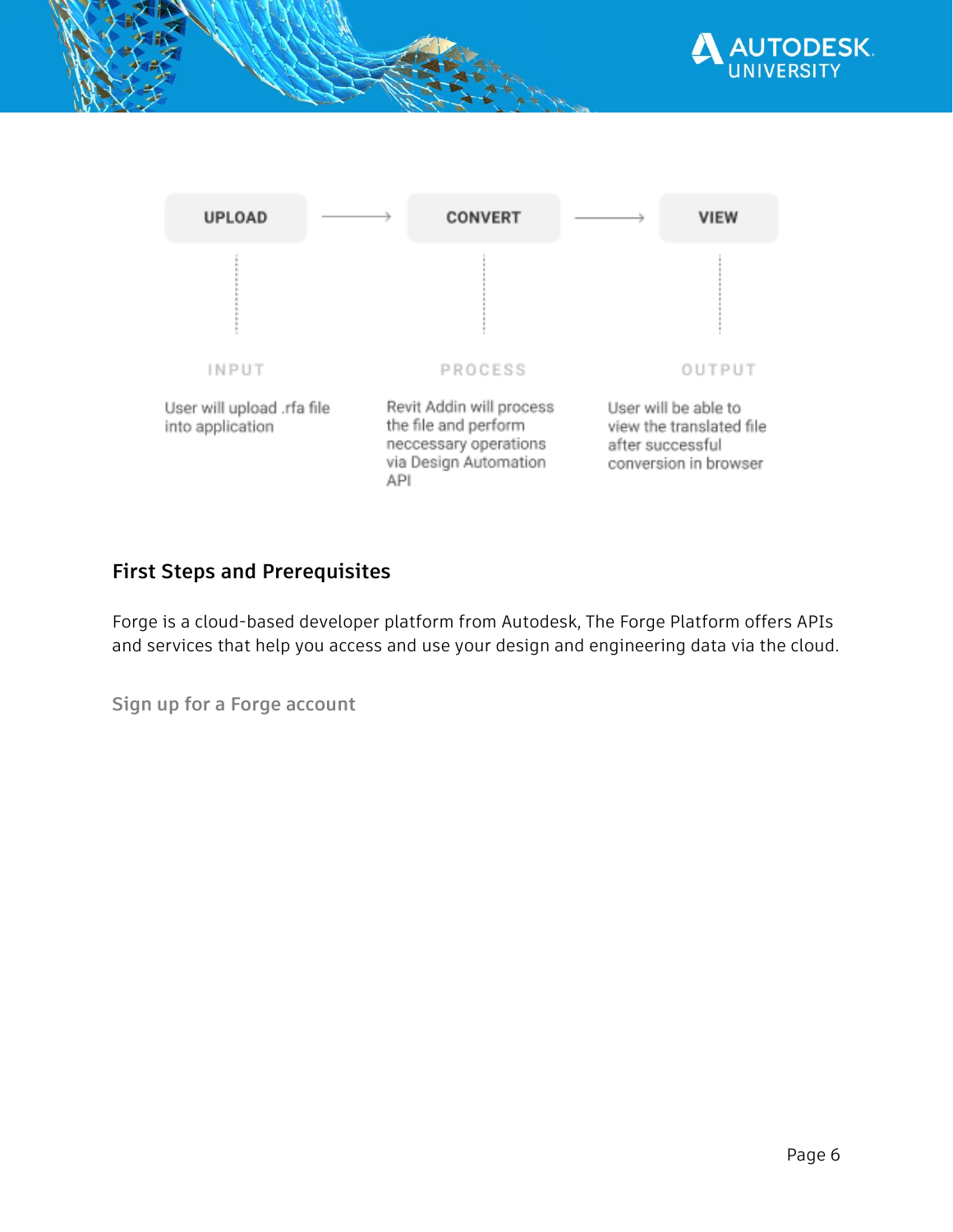| UPLOAD | CONVERT | VIEW |
| --- | --- | --- |
| INPUT | PROCESS | OUTPUT |
| User will upload .rfa file into application | Revit Addin will process the file and perform neccessary operations via Design Automation API | User will be able to view the translated file after successful conversion in browser |

## First Steps and Prerequisites

Forge is a cloud-based developer platform from Autodesk, The Forge Platform offers APIs and services that help you access and use your design and engineering data via the cloud.

### Sign up for a Forge account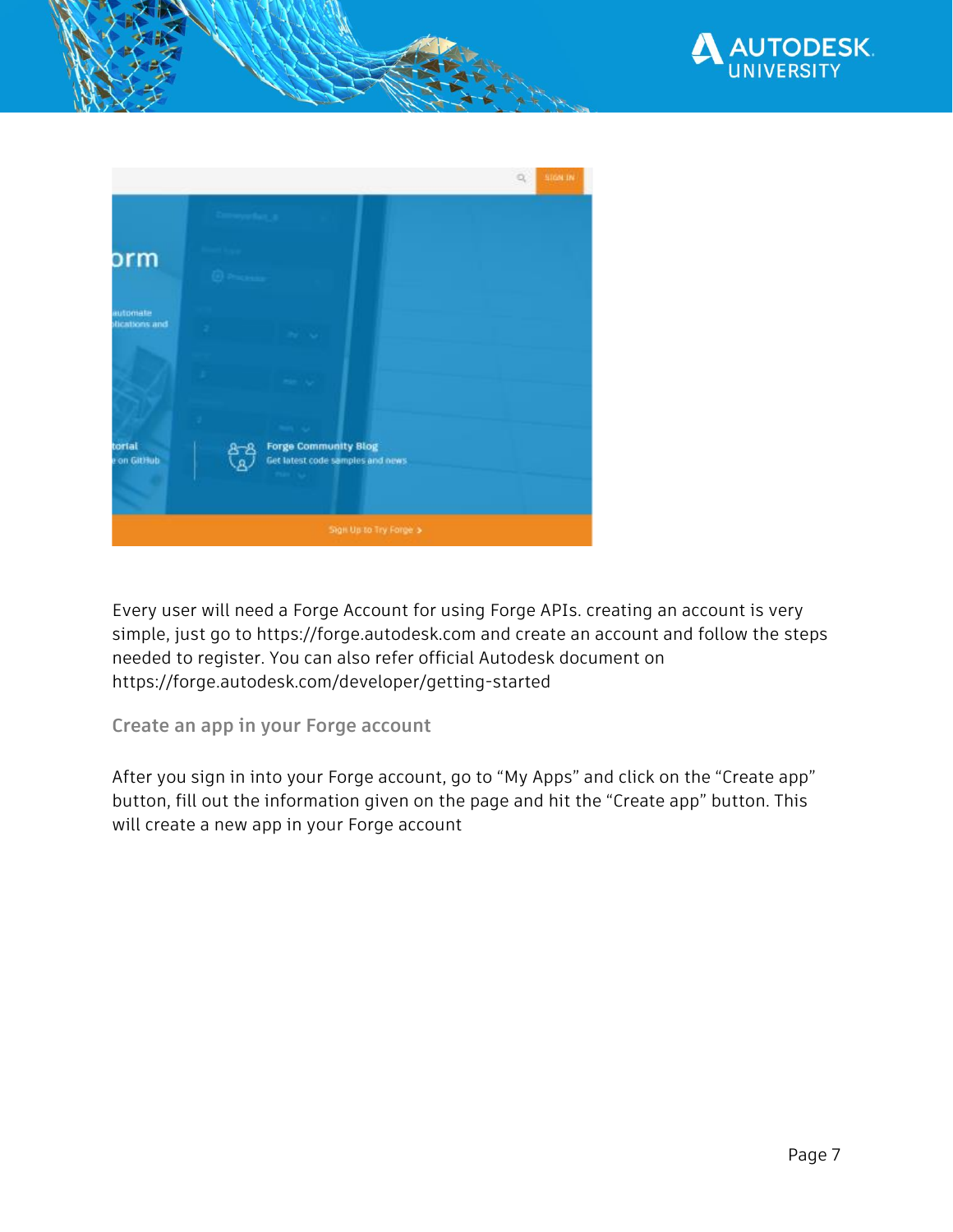Every user will need a Forge Account for using Forge APIs. creating an account is very simple, just go to https://forge.autodesk.com and create an account and follow the steps needed to register. You can also refer official Autodesk document on https://forge.autodesk.com/developer/getting-started

## Create an app in your Forge account

After you sign in into your Forge account, go to “My Apps” and click on the “Create app” button, fill out the information given on the page and hit the “Create app” button. This will create a new app in your Forge account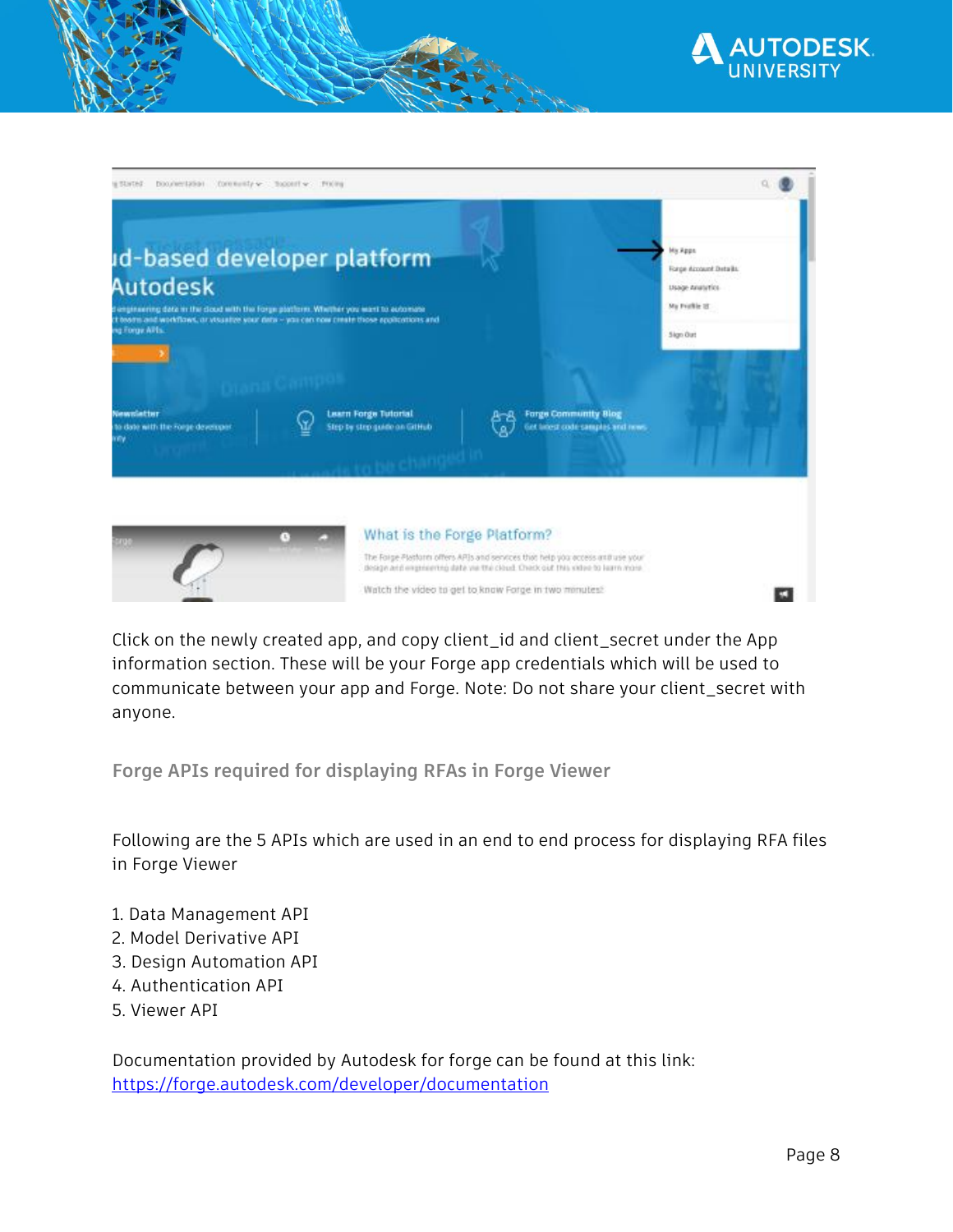Click on the newly created app, and copy client_id and client_secret under the App information section. These will be your Forge app credentials which will be used to communicate between your app and Forge. Note: Do not share your client_secret with anyone.

### Forge APIs required for displaying RFAs in Forge Viewer

Following are the 5 APIs which are used in an end to end process for displaying RFA files in Forge Viewer

1. Data Management API
2. Model Derivative API
3. Design Automation API
4. Authentication API
5. Viewer API

Documentation provided by Autodesk for forge can be found at this link: [https://forge.autodesk.com/developer/documentation](https://forge.autodesk.com/developer/documentation)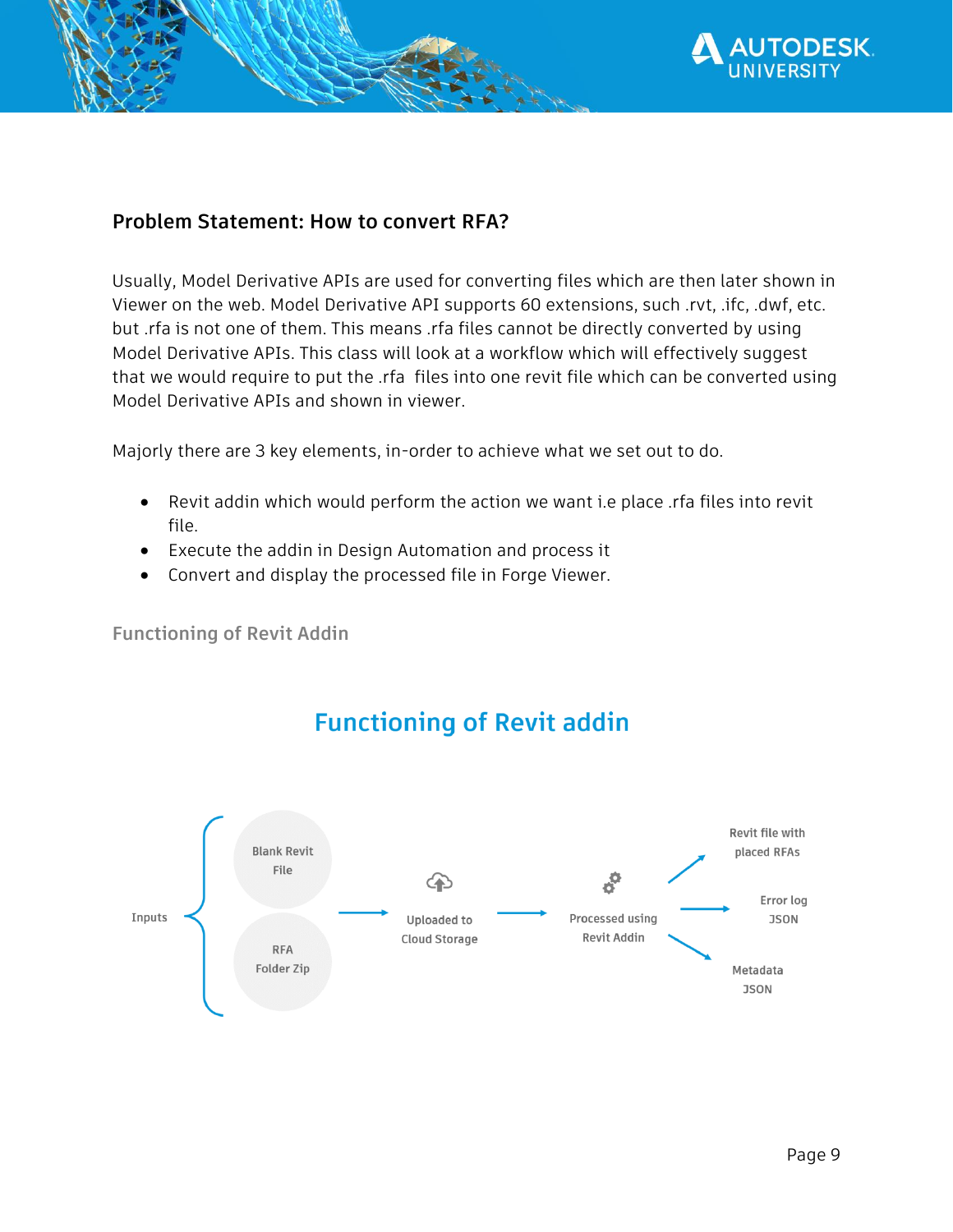## Problem Statement: How to convert RFA?

Usually, Model Derivative APIs are used for converting files which are then later shown in Viewer on the web. Model Derivative API supports 60 extensions, such .rvt, .ifc, .dwf, etc. but .rfa is not one of them. This means .rfa files cannot be directly converted by using Model Derivative APIs. This class will look at a workflow which will effectively suggest that we would require to put the .rfa files into one revit file which can be converted using Model Derivative APIs and shown in viewer.

Majorly there are 3 key elements, in-order to achieve what we set out to do.

- Revit addin which would perform the action we want i.e place .rfa files into revit file.
- Execute the addin in Design Automation and process it
- Convert and display the processed file in Forge Viewer.

### Functioning of Revit Addin

**Functioning of Revit addin**

Inputs: Blank Revit File, RFA Folder Zip → Uploaded to Cloud Storage → Processed using Revit Addin → Revit file with placed RFAs, Error log JSON, Metadata JSON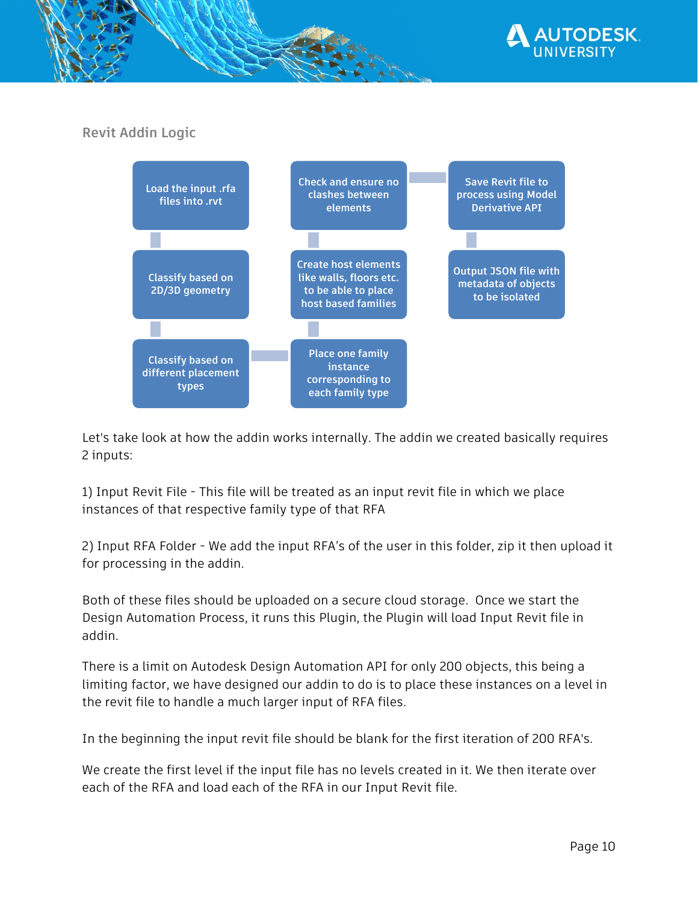### Revit Addin Logic

Load the input .rfa files into .rvt

Classify based on 2D/3D geometry

Classify based on different placement types

Place one family instance corresponding to each family type

Create host elements like walls, floors etc. to be able to place host based families

Check and ensure no clashes between elements

Save Revit file to process using Model Derivative API

Output JSON file with metadata of objects to be isolated

Let's take look at how the addin works internally. The addin we created basically requires 2 inputs:

1) Input Revit File - This file will be treated as an input revit file in which we place instances of that respective family type of that RFA

2) Input RFA Folder - We add the input RFA's of the user in this folder, zip it then upload it for processing in the addin.

Both of these files should be uploaded on a secure cloud storage. Once we start the Design Automation Process, it runs this Plugin, the Plugin will load Input Revit file in addin.

There is a limit on Autodesk Design Automation API for only 200 objects, this being a limiting factor, we have designed our addin to do is to place these instances on a level in the revit file to handle a much larger input of RFA files.

In the beginning the input revit file should be blank for the first iteration of 200 RFA's.

We create the first level if the input file has no levels created in it. We then iterate over each of the RFA and load each of the RFA in our Input Revit file.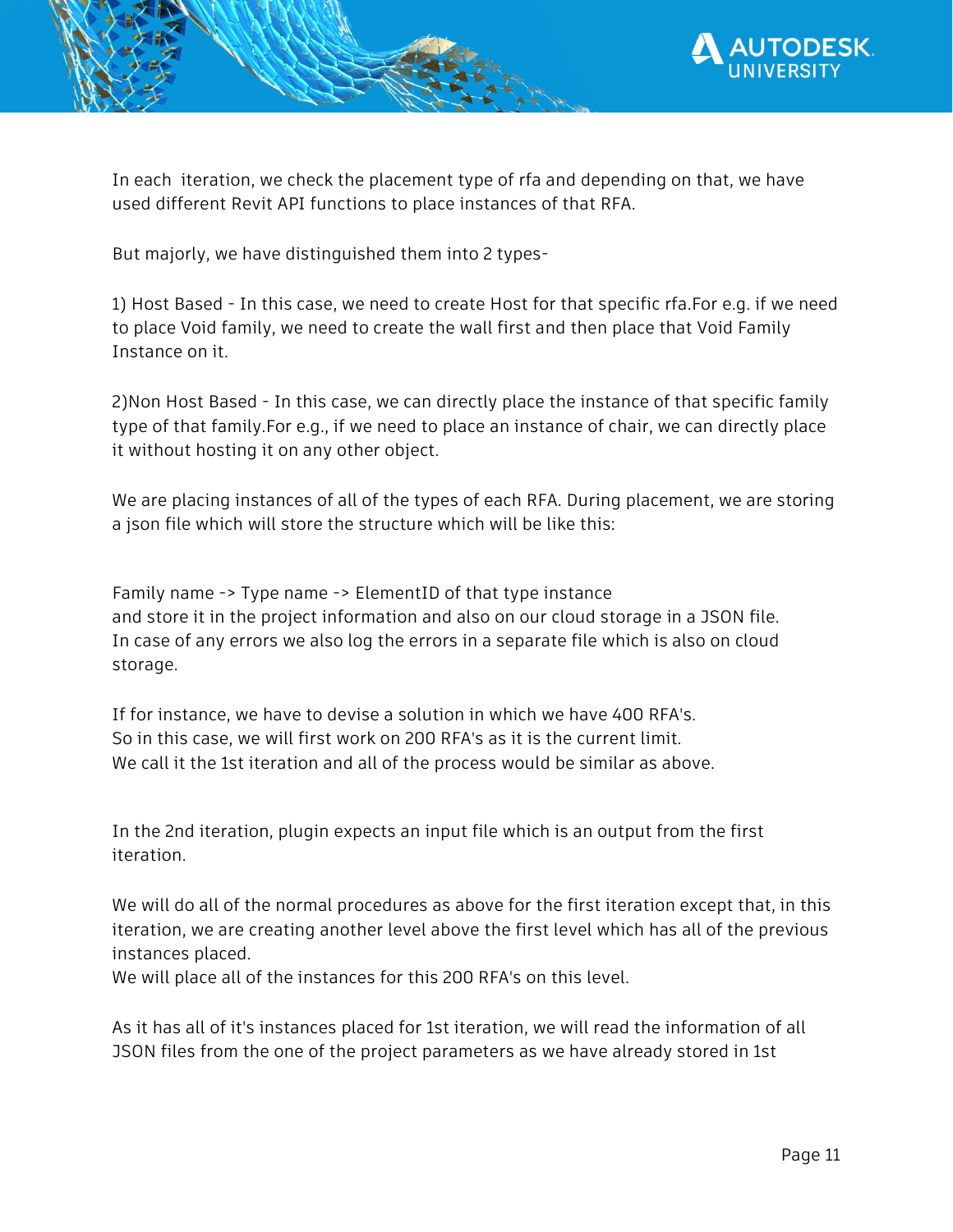In each  iteration, we check the placement type of rfa and depending on that, we have used different Revit API functions to place instances of that RFA.

But majorly, we have distinguished them into 2 types-

1) Host Based - In this case, we need to create Host for that specific rfa.For e.g. if we need to place Void family, we need to create the wall first and then place that Void Family Instance on it.

2)Non Host Based - In this case, we can directly place the instance of that specific family type of that family.For e.g., if we need to place an instance of chair, we can directly place it without hosting it on any other object.

We are placing instances of all of the types of each RFA. During placement, we are storing a json file which will store the structure which will be like this:

Family name -> Type name -> ElementID of that type instance
and store it in the project information and also on our cloud storage in a JSON file.
In case of any errors we also log the errors in a separate file which is also on cloud storage.

If for instance, we have to devise a solution in which we have 400 RFA's.
So in this case, we will first work on 200 RFA's as it is the current limit.
We call it the 1st iteration and all of the process would be similar as above.

In the 2nd iteration, plugin expects an input file which is an output from the first iteration.

We will do all of the normal procedures as above for the first iteration except that, in this iteration, we are creating another level above the first level which has all of the previous instances placed.
We will place all of the instances for this 200 RFA's on this level.

As it has all of it's instances placed for 1st iteration, we will read the information of all JSON files from the one of the project parameters as we have already stored in 1st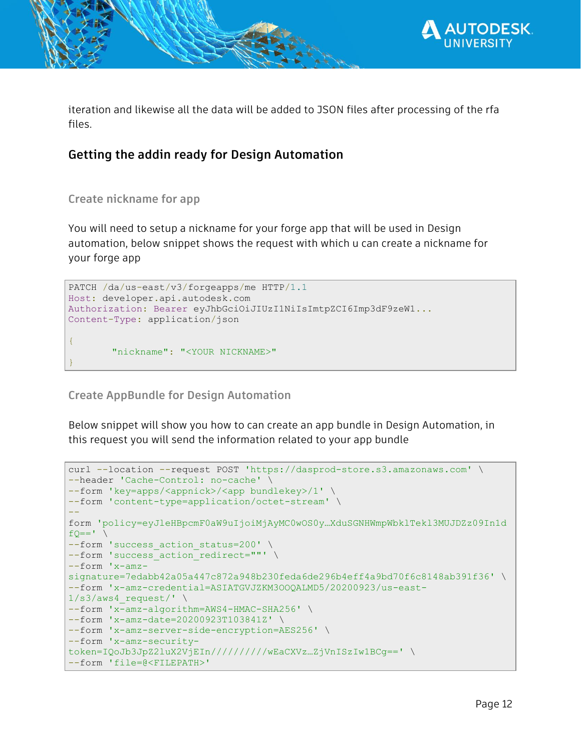iteration and likewise all the data will be added to JSON files after processing of the rfa files.

## Getting the addin ready for Design Automation

### Create nickname for app

You will need to setup a nickname for your forge app that will be used in Design automation, below snippet shows the request with which u can create a nickname for your forge app

```
PATCH /da/us-east/v3/forgeapps/me HTTP/1.1
Host: developer.api.autodesk.com
Authorization: Bearer eyJhbGciOiJIUzI1NiIsImtpZCI6Imp3dF9zeW1...
Content-Type: application/json

{
        "nickname": "<YOUR NICKNAME>"
}
```

### Create AppBundle for Design Automation

Below snippet will show you how to can create an app bundle in Design Automation, in this request you will send the information related to your app bundle

```
curl --location --request POST 'https://dasprod-store.s3.amazonaws.com' \
--header 'Cache-Control: no-cache' \
--form 'key=apps/<appnick>/<app bundlekey>/1' \
--form 'content-type=application/octet-stream' \
--
form 'policy=eyJleHBpcmF0aW9uIjoiMjAyMC0wOS0y…XduSGNHWmpWbklTekl3MUJDZz09In1d
fQ==' \
--form 'success_action_status=200' \
--form 'success_action_redirect=""' \
--form 'x-amz-
signature=7edabb42a05a447c872a948b230feda6de296b4eff4a9bd70f6c8148ab391f36' \
--form 'x-amz-credential=ASIATGVJZKM3OOQALMD5/20200923/us-east-
1/s3/aws4_request/' \
--form 'x-amz-algorithm=AWS4-HMAC-SHA256' \
--form 'x-amz-date=20200923T103841Z' \
--form 'x-amz-server-side-encryption=AES256' \
--form 'x-amz-security-
token=IQoJb3JpZ2luX2VjEIn//////////wEaCXVz…ZjVnISzIw1BCg==' \
--form 'file=@<FILEPATH>'
```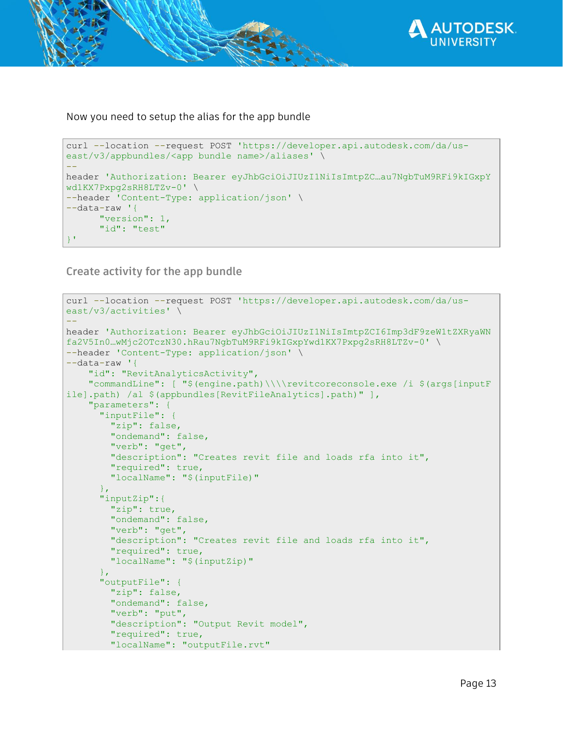Now you need to setup the alias for the app bundle

```
curl --location --request POST 'https://developer.api.autodesk.com/da/us-east/v3/appbundles/<app bundle name>/aliases' \
--header 'Authorization: Bearer eyJhbGciOiJIUzI1NiIsImtpZC…au7NgbTuM9RFi9kIGxpYwd1KX7Pxpg2sRH8LTZv-0' \
--header 'Content-Type: application/json' \
--data-raw '{
      "version": 1,
      "id": "test"
}'
```

## Create activity for the app bundle

```
curl --location --request POST 'https://developer.api.autodesk.com/da/us-east/v3/activities' \
--header 'Authorization: Bearer eyJhbGciOiJIUzI1NiIsImtpZCI6Imp3dF9zeW1tZXRyaWNfa2V5In0…wMjc2OTczN30.hRau7NgbTuM9RFi9kIGxpYwd1KX7Pxpg2sRH8LTZv-0' \
--header 'Content-Type: application/json' \
--data-raw '{
    "id": "RevitAnalyticsActivity",
    "commandLine": [ "$(engine.path)\\\\revitcoreconsole.exe /i $(args[inputFile].path) /al $(appbundles[RevitFileAnalytics].path)" ],
    "parameters": {
      "inputFile": {
        "zip": false,
        "ondemand": false,
        "verb": "get",
        "description": "Creates revit file and loads rfa into it",
        "required": true,
        "localName": "$(inputFile)"
      },
      "inputZip":{
        "zip": true,
        "ondemand": false,
        "verb": "get",
        "description": "Creates revit file and loads rfa into it",
        "required": true,
        "localName": "$(inputZip)"
      },
      "outputFile": {
        "zip": false,
        "ondemand": false,
        "verb": "put",
        "description": "Output Revit model",
        "required": true,
        "localName": "outputFile.rvt"
```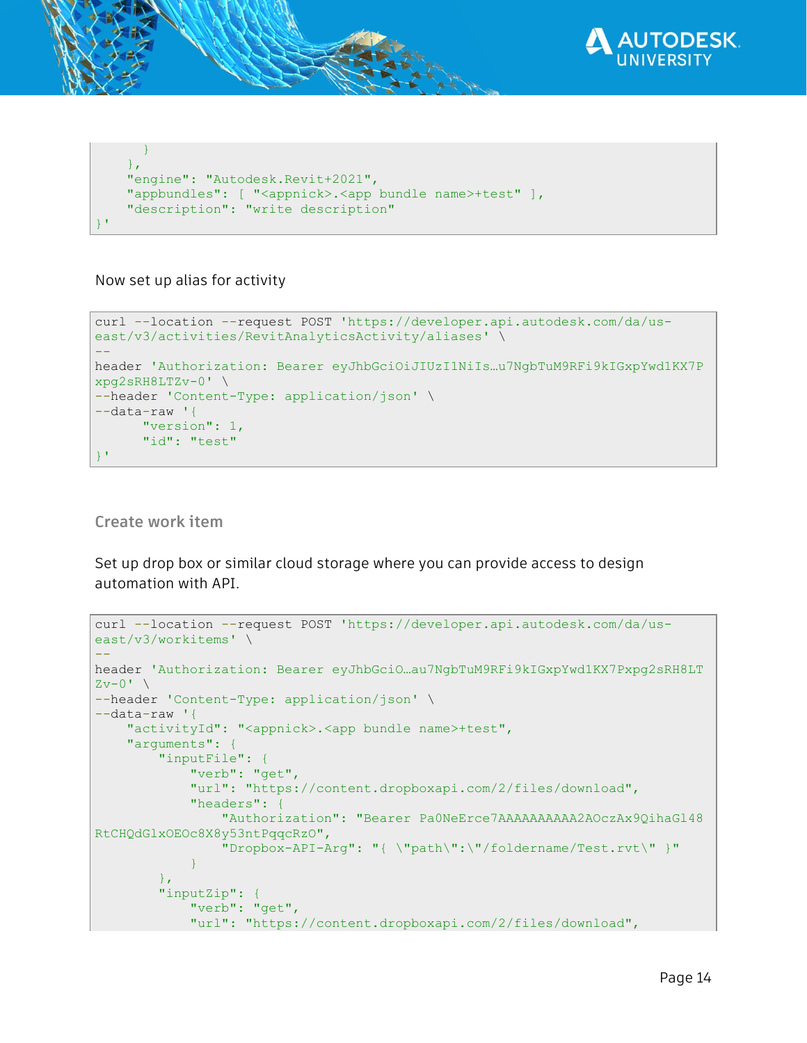```
        }
    },
    "engine": "Autodesk.Revit+2021",
    "appbundles": [ "<appnick>.<app bundle name>+test" ],
    "description": "write description"
}'
```

Now set up alias for activity

```
curl --location --request POST 'https://developer.api.autodesk.com/da/us-east/v3/activities/RevitAnalyticsActivity/aliases' \
--
header 'Authorization: Bearer eyJhbGciOiJIUzI1NiIs…u7NgbTuM9RFi9kIGxpYwd1KX7Pxpg2sRH8LTZv-0' \
--header 'Content-Type: application/json' \
--data-raw '{
      "version": 1,
      "id": "test"
}'
```

### Create work item

Set up drop box or similar cloud storage where you can provide access to design automation with API.

```
curl --location --request POST 'https://developer.api.autodesk.com/da/us-east/v3/workitems' \
--
header 'Authorization: Bearer eyJhbGciO…au7NgbTuM9RFi9kIGxpYwd1KX7Pxpg2sRH8LTZv-0' \
--header 'Content-Type: application/json' \
--data-raw '{
    "activityId": "<appnick>.<app bundle name>+test",
    "arguments": {
        "inputFile": {
            "verb": "get",
            "url": "https://content.dropboxapi.com/2/files/download",
            "headers": {
                "Authorization": "Bearer Pa0NeErce7AAAAAAAAAA2AOczAx9QihaGl48RtCHQdGlxOEOc8X8y53ntPqqcRzO",
                "Dropbox-API-Arg": "{ \"path\":\"/foldername/Test.rvt\" }"
            }
        },
        "inputZip": {
            "verb": "get",
            "url": "https://content.dropboxapi.com/2/files/download",
```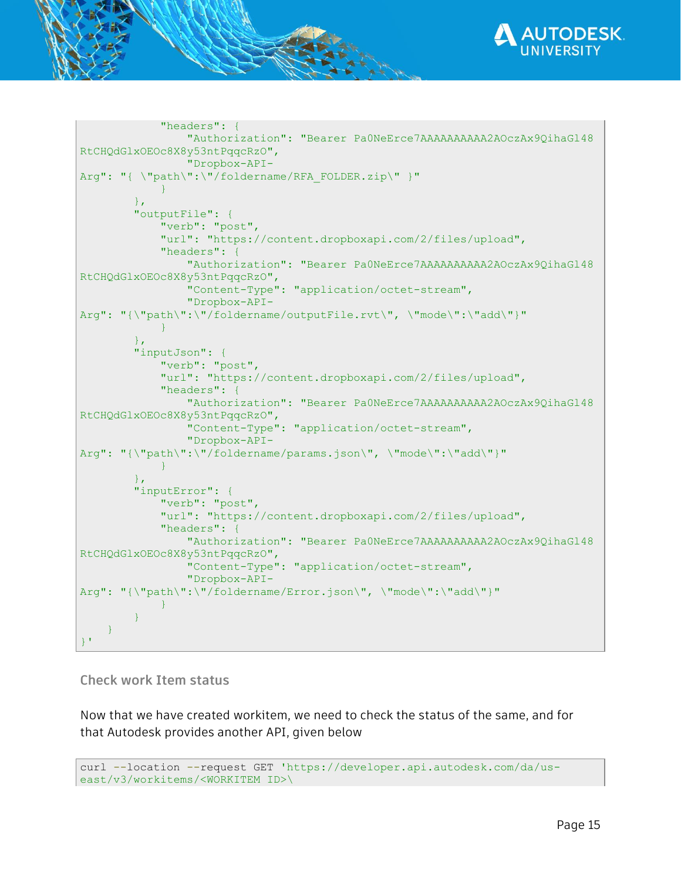```
            "headers": {
                "Authorization": "Bearer Pa0NeErce7AAAAAAAAAA2AOczAx9QihaGl48
RtCHQdGlxOEOc8X8y53ntPqqcRzO",
                "Dropbox-API-
Arg": "{ \"path\":\"/foldername/RFA_FOLDER.zip\" }"
            }
        },
        "outputFile": {
            "verb": "post",
            "url": "https://content.dropboxapi.com/2/files/upload",
            "headers": {
                "Authorization": "Bearer Pa0NeErce7AAAAAAAAAA2AOczAx9QihaGl48
RtCHQdGlxOEOc8X8y53ntPqqcRzO",
                "Content-Type": "application/octet-stream",
                "Dropbox-API-
Arg": "{\"path\":\"/foldername/outputFile.rvt\", \"mode\":\"add\"}"
            }
        },
        "inputJson": {
            "verb": "post",
            "url": "https://content.dropboxapi.com/2/files/upload",
            "headers": {
                "Authorization": "Bearer Pa0NeErce7AAAAAAAAAA2AOczAx9QihaGl48
RtCHQdGlxOEOc8X8y53ntPqqcRzO",
                "Content-Type": "application/octet-stream",
                "Dropbox-API-
Arg": "{\"path\":\"/foldername/params.json\", \"mode\":\"add\"}"
            }
        },
        "inputError": {
            "verb": "post",
            "url": "https://content.dropboxapi.com/2/files/upload",
            "headers": {
                "Authorization": "Bearer Pa0NeErce7AAAAAAAAAA2AOczAx9QihaGl48
RtCHQdGlxOEOc8X8y53ntPqqcRzO",
                "Content-Type": "application/octet-stream",
                "Dropbox-API-
Arg": "{\"path\":\"/foldername/Error.json\", \"mode\":\"add\"}"
            }
        }
    }
}'
```

### Check work Item status

Now that we have created workitem, we need to check the status of the same, and for that Autodesk provides another API, given below

```
curl --location --request GET 'https://developer.api.autodesk.com/da/us-
east/v3/workitems/<WORKITEM ID>\
```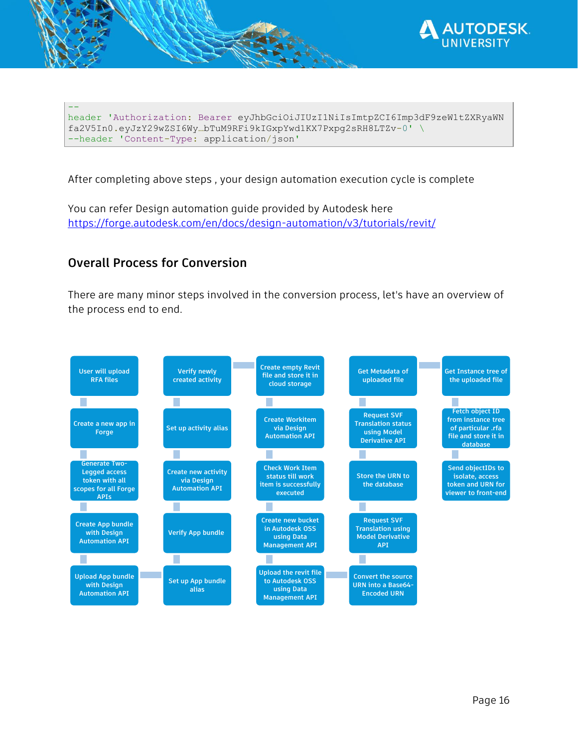```
--
header 'Authorization: Bearer eyJhbGciOiJIUzI1NiIsImtpZCI6Imp3dF9zeW1tZXRyaWN
fa2V5In0.eyJzY29wZSI6Wy…bTuM9RFi9kIGxpYwd1KX7Pxpg2sRH8LTZv-0' \
--header 'Content-Type: application/json'
```

After completing above steps , your design automation execution cycle is complete

You can refer Design automation guide provided by Autodesk here
https://forge.autodesk.com/en/docs/design-automation/v3/tutorials/revit/

## Overall Process for Conversion

There are many minor steps involved in the conversion process, let's have an overview of the process end to end.

1. User will upload RFA files
2. Create a new app in Forge
3. Generate Two-Legged access token with all scopes for all Forge APIs
4. Create App bundle with Design Automation API
5. Upload App bundle with Design Automation API
6. Set up App bundle alias
7. Verify App bundle
8. Create new activity via Design Automation API
9. Set up activity alias
10. Verify newly created activity
11. Create empty Revit file and store it in cloud storage
12. Create Workitem via Design Automation API
13. Check Work Item status till work item is successfully executed
14. Create new bucket in Autodesk OSS using Data Management API
15. Upload the revit file to Autodesk OSS using Data Management API
16. Convert the source URN into a Base64-Encoded URN
17. Request SVF Translation using Model Derivative API
18. Store the URN to the database
19. Request SVF Translation status using Model Derivative API
20. Get Metadata of uploaded file
21. Get Instance tree of the uploaded file
22. Fetch object ID from instance tree of particular .rfa file and store it in database
23. Send objectIDs to isolate, access token and URN for viewer to front-end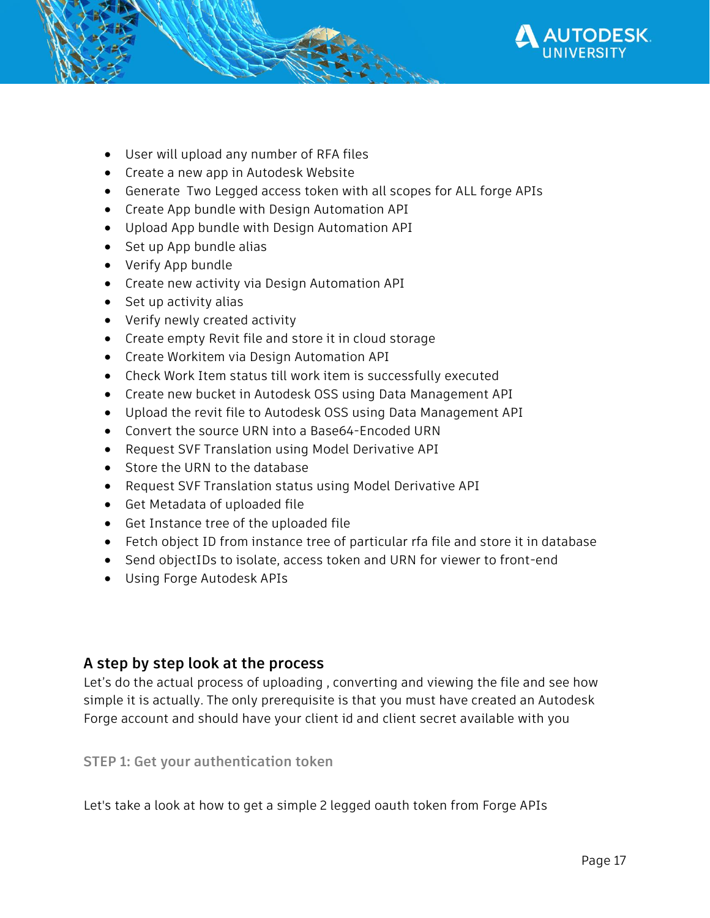- User will upload any number of RFA files
- Create a new app in Autodesk Website
- Generate  Two Legged access token with all scopes for ALL forge APIs
- Create App bundle with Design Automation API
- Upload App bundle with Design Automation API
- Set up App bundle alias
- Verify App bundle
- Create new activity via Design Automation API
- Set up activity alias
- Verify newly created activity
- Create empty Revit file and store it in cloud storage
- Create Workitem via Design Automation API
- Check Work Item status till work item is successfully executed
- Create new bucket in Autodesk OSS using Data Management API
- Upload the revit file to Autodesk OSS using Data Management API
- Convert the source URN into a Base64-Encoded URN
- Request SVF Translation using Model Derivative API
- Store the URN to the database
- Request SVF Translation status using Model Derivative API
- Get Metadata of uploaded file
- Get Instance tree of the uploaded file
- Fetch object ID from instance tree of particular rfa file and store it in database
- Send objectIDs to isolate, access token and URN for viewer to front-end
- Using Forge Autodesk APIs

## A step by step look at the process

Let's do the actual process of uploading , converting and viewing the file and see how simple it is actually. The only prerequisite is that you must have created an Autodesk Forge account and should have your client id and client secret available with you

### STEP 1: Get your authentication token

Let's take a look at how to get a simple 2 legged oauth token from Forge APIs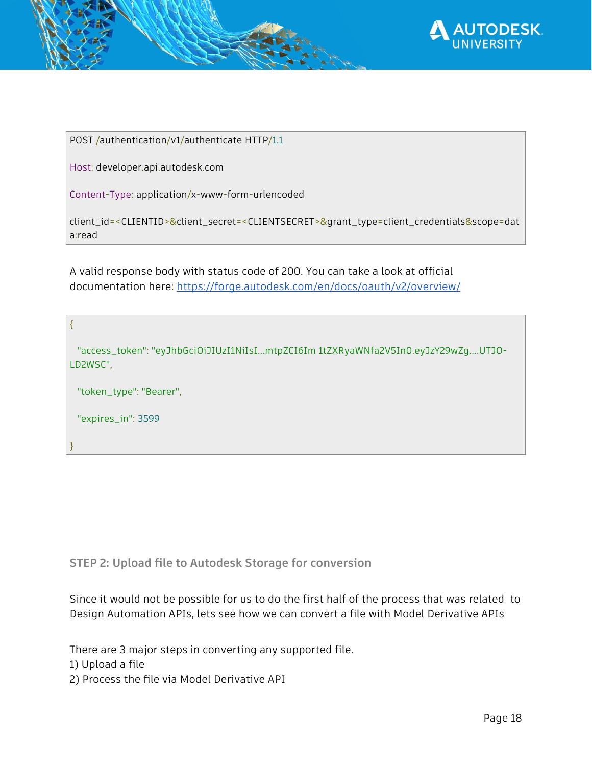```
POST /authentication/v1/authenticate HTTP/1.1

Host: developer.api.autodesk.com

Content-Type: application/x-www-form-urlencoded

client_id=<CLIENTID>&client_secret=<CLIENTSECRET>&grant_type=client_credentials&scope=data:read
```

A valid response body with status code of 200. You can take a look at official documentation here: https://forge.autodesk.com/en/docs/oauth/v2/overview/

```
{

  "access_token": "eyJhbGciOiJIUzI1NiIsI...mtpZCI6Im 1tZXRyaWNfa2V5In0.eyJzY29wZg....UTJO-LD2WSC",

  "token_type": "Bearer",

  "expires_in": 3599

}
```

### STEP 2: Upload file to Autodesk Storage for conversion

Since it would not be possible for us to do the first half of the process that was related to Design Automation APIs, lets see how we can convert a file with Model Derivative APIs

There are 3 major steps in converting any supported file.
1) Upload a file
2) Process the file via Model Derivative API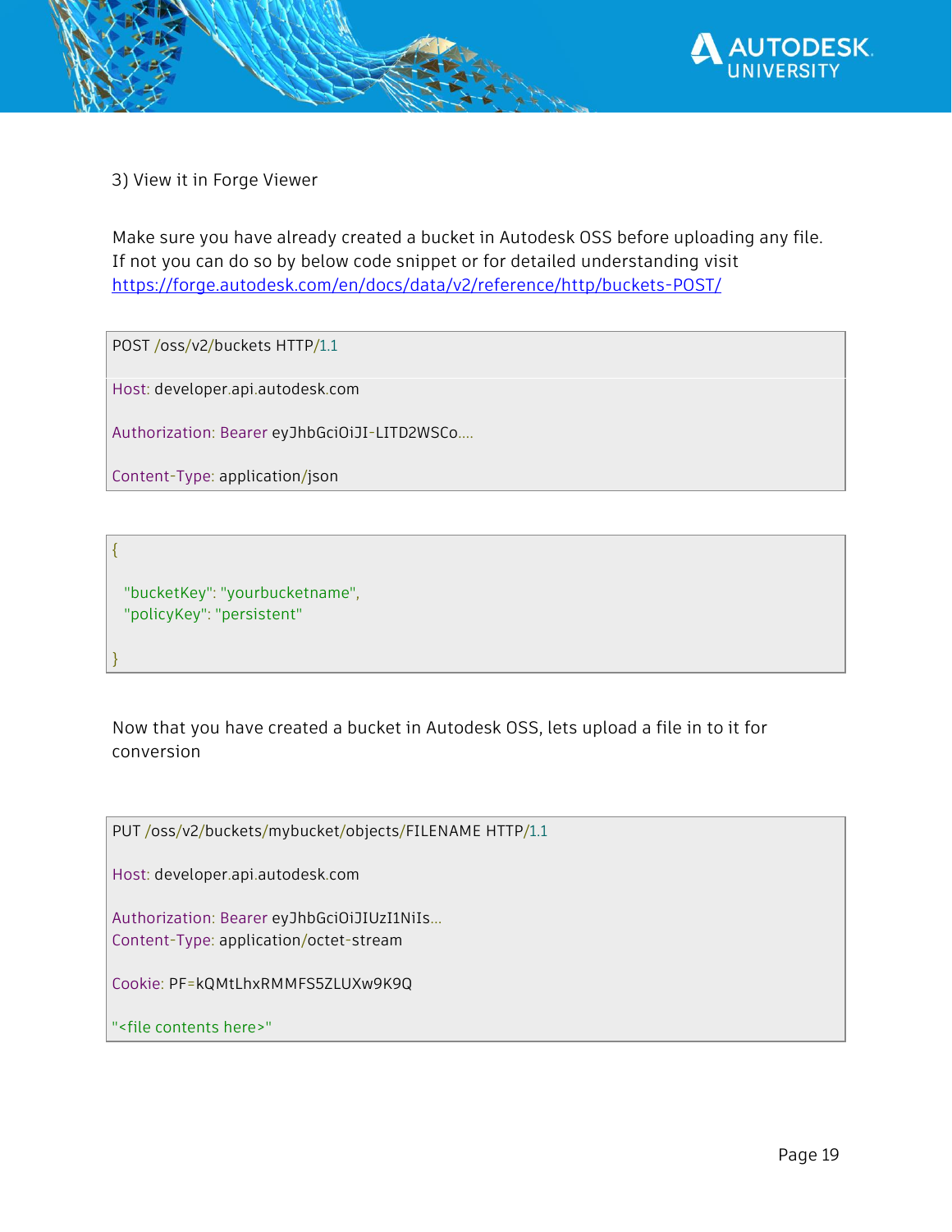3) View it in Forge Viewer

Make sure you have already created a bucket in Autodesk OSS before uploading any file. If not you can do so by below code snippet or for detailed understanding visit [https://forge.autodesk.com/en/docs/data/v2/reference/http/buckets-POST/](https://forge.autodesk.com/en/docs/data/v2/reference/http/buckets-POST/)

```
POST /oss/v2/buckets HTTP/1.1

Host: developer.api.autodesk.com

Authorization: Bearer eyJhbGciOiJI-LITD2WSCo....

Content-Type: application/json
```

```
{

  "bucketKey": "yourbucketname",
  "policyKey": "persistent"

}
```

Now that you have created a bucket in Autodesk OSS, lets upload a file in to it for conversion

```
PUT /oss/v2/buckets/mybucket/objects/FILENAME HTTP/1.1

Host: developer.api.autodesk.com

Authorization: Bearer eyJhbGciOiJIUzI1NiIs...
Content-Type: application/octet-stream

Cookie: PF=kQMtLhxRMMFS5ZLUXw9K9Q

"<file contents here>"
```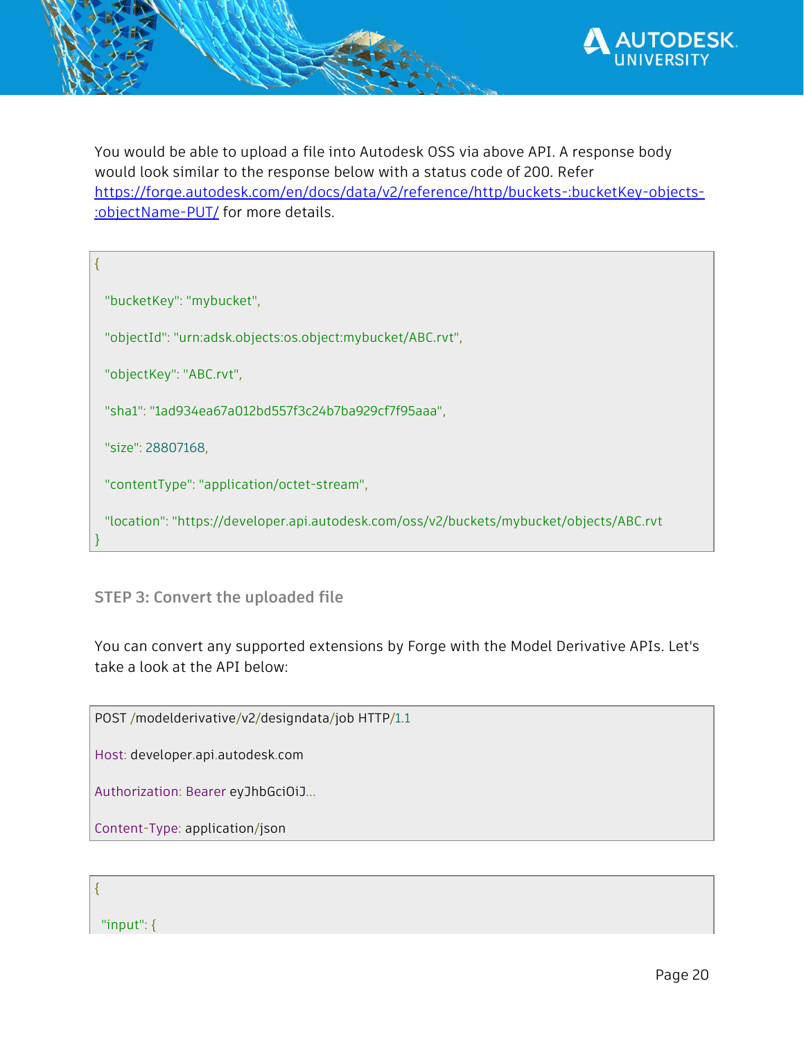You would be able to upload a file into Autodesk OSS via above API. A response body would look similar to the response below with a status code of 200. Refer https://forge.autodesk.com/en/docs/data/v2/reference/http/buckets-:bucketKey-objects-:objectName-PUT/ for more details.

```
{
  "bucketKey": "mybucket",
  "objectId": "urn:adsk.objects:os.object:mybucket/ABC.rvt",
  "objectKey": "ABC.rvt",
  "sha1": "1ad934ea67a012bd557f3c24b7ba929cf7f95aaa",
  "size": 28807168,
  "contentType": "application/octet-stream",
  "location": "https://developer.api.autodesk.com/oss/v2/buckets/mybucket/objects/ABC.rvt
}
```

### STEP 3: Convert the uploaded file

You can convert any supported extensions by Forge with the Model Derivative APIs. Let's take a look at the API below:

```
POST /modelderivative/v2/designdata/job HTTP/1.1
Host: developer.api.autodesk.com
Authorization: Bearer eyJhbGciOiJ...
Content-Type: application/json
```

```
{
 "input": {
```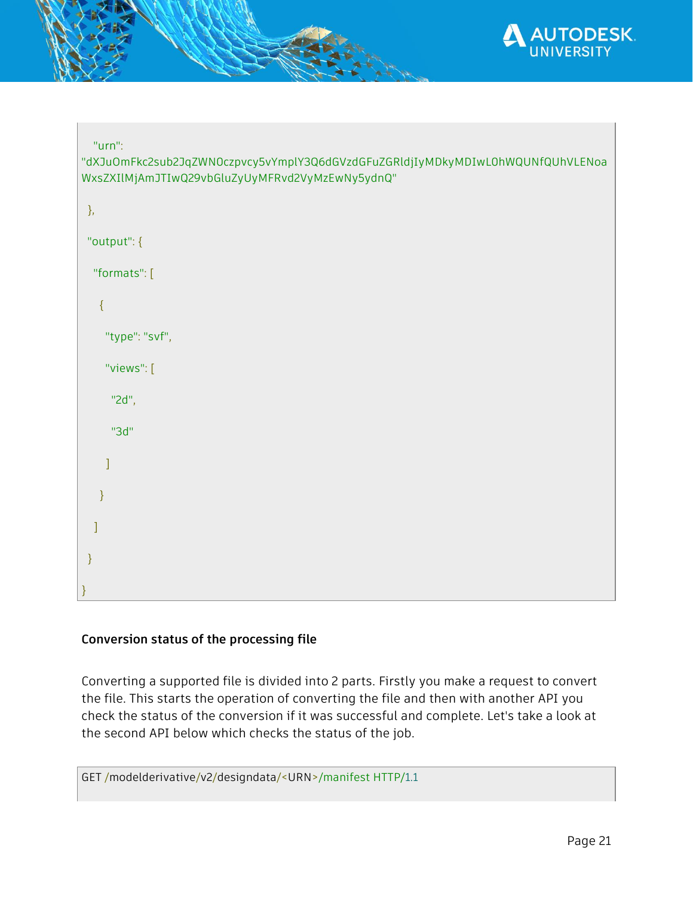```
    "urn":
"dXJuOmFkc2sub2JqZWN0czpvcy5vYmplY3Q6dGVzdGFuZGRldjIyMDkyMDIwL0hWQUNfQUhVLENoaWxsZXIlMjAmJTIwQ29vbGluZyUyMFRvd2VyMzEwNy5ydnQ"
  },
  "output": {
    "formats": [
      {
        "type": "svf",
        "views": [
          "2d",
          "3d"
        ]
      }
    ]
  }
}
```

**Conversion status of the processing file**

Converting a supported file is divided into 2 parts. Firstly you make a request to convert the file. This starts the operation of converting the file and then with another API you check the status of the conversion if it was successful and complete. Let's take a look at the second API below which checks the status of the job.

```
GET /modelderivative/v2/designdata/<URN>/manifest HTTP/1.1
```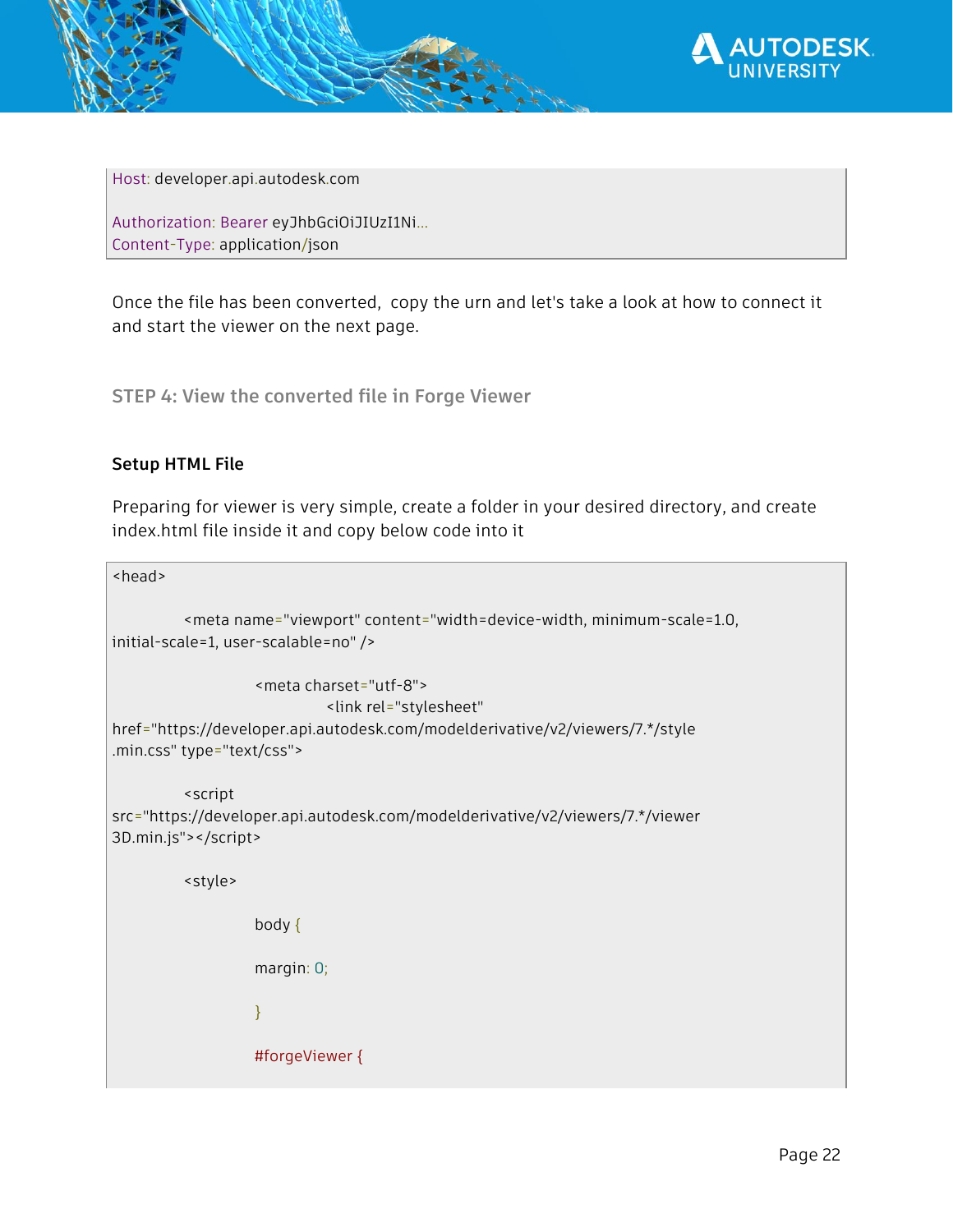```
Host: developer.api.autodesk.com

Authorization: Bearer eyJhbGciOiJIUzI1Ni...
Content-Type: application/json
```

Once the file has been converted,  copy the urn and let's take a look at how to connect it and start the viewer on the next page.

## STEP 4: View the converted file in Forge Viewer

### Setup HTML File

Preparing for viewer is very simple, create a folder in your desired directory, and create index.html file inside it and copy below code into it

```
<head>

        <meta name="viewport" content="width=device-width, minimum-scale=1.0,
initial-scale=1, user-scalable=no" />

                <meta charset="utf-8">
                        <link rel="stylesheet"
href="https://developer.api.autodesk.com/modelderivative/v2/viewers/7.*/style
.min.css" type="text/css">

        <script
src="https://developer.api.autodesk.com/modelderivative/v2/viewers/7.*/viewer
3D.min.js"></script>

        <style>

                body {

                margin: 0;

                }

                #forgeViewer {
```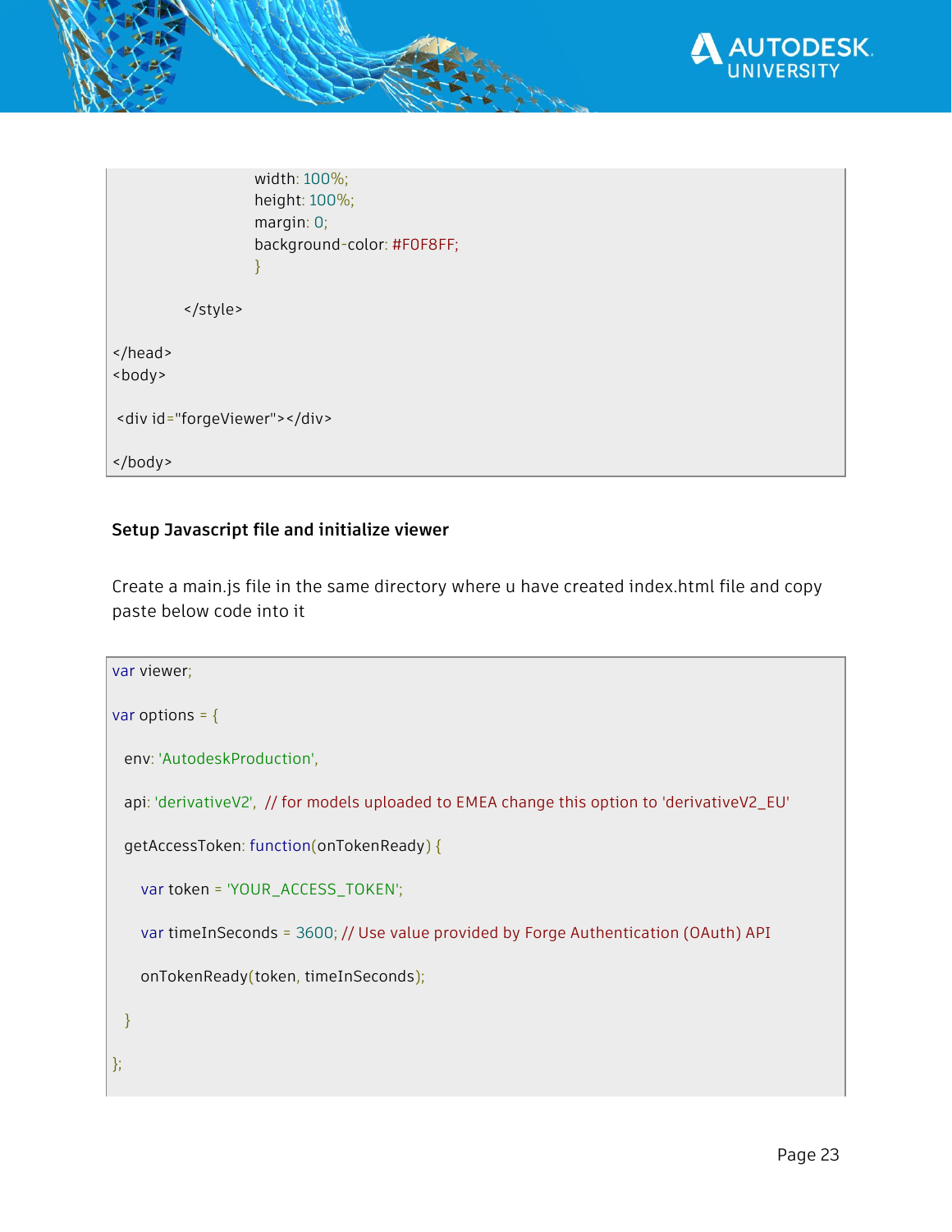```
                        width: 100%;
                        height: 100%;
                        margin: 0;
                        background-color: #F0F8FF;
                        }

            </style>

</head>
<body>

 <div id="forgeViewer"></div>

</body>
```

**Setup Javascript file and initialize viewer**

Create a main.js file in the same directory where u have created index.html file and copy paste below code into it

```
var viewer;

var options = {

  env: 'AutodeskProduction',

  api: 'derivativeV2',  // for models uploaded to EMEA change this option to 'derivativeV2_EU'

  getAccessToken: function(onTokenReady) {

     var token = 'YOUR_ACCESS_TOKEN';

     var timeInSeconds = 3600; // Use value provided by Forge Authentication (OAuth) API

     onTokenReady(token, timeInSeconds);

  }

};
```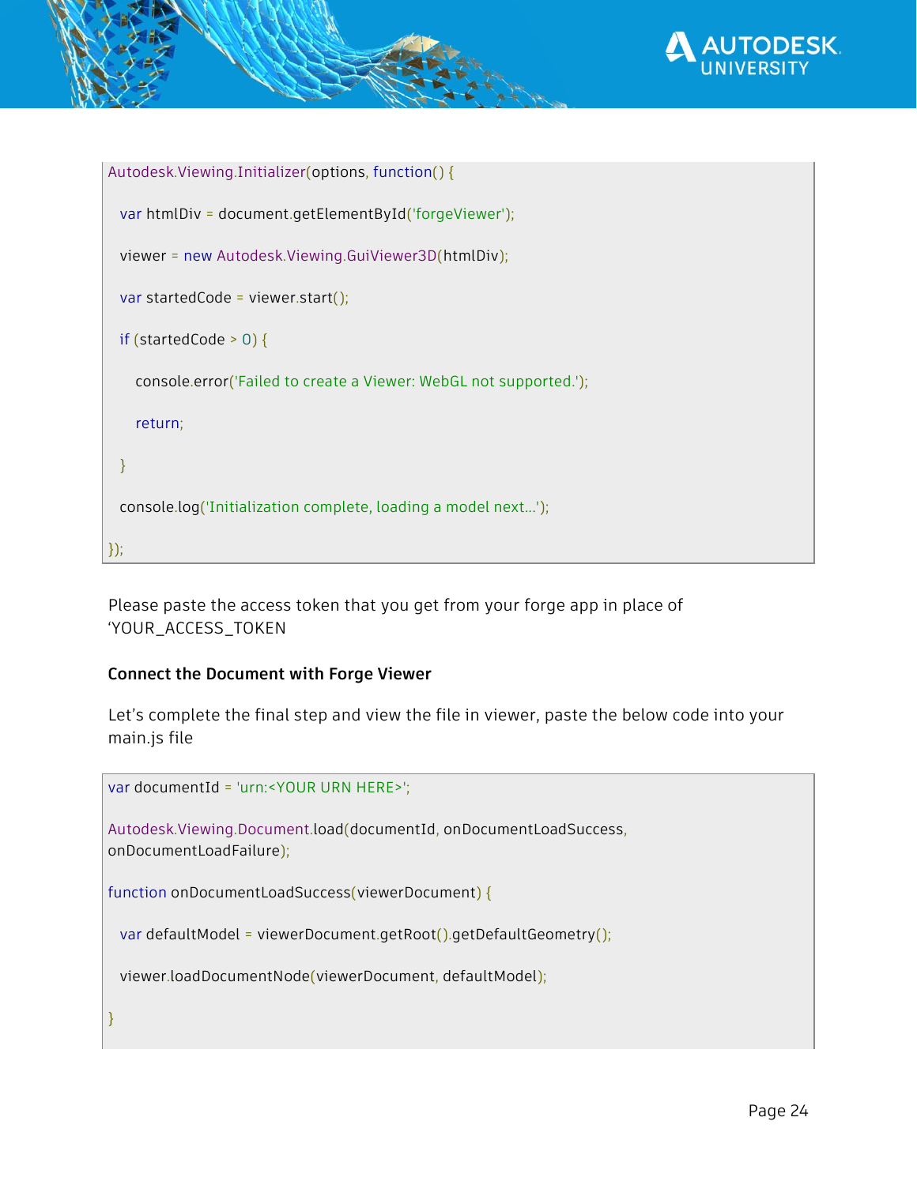```
Autodesk.Viewing.Initializer(options, function() {

  var htmlDiv = document.getElementById('forgeViewer');

  viewer = new Autodesk.Viewing.GuiViewer3D(htmlDiv);

  var startedCode = viewer.start();

  if (startedCode > 0) {

     console.error('Failed to create a Viewer: WebGL not supported.');

     return;

  }

  console.log('Initialization complete, loading a model next...');

});
```

Please paste the access token that you get from your forge app in place of 'YOUR_ACCESS_TOKEN

**Connect the Document with Forge Viewer**

Let's complete the final step and view the file in viewer, paste the below code into your main.js file

```
var documentId = 'urn:<YOUR URN HERE>';

Autodesk.Viewing.Document.load(documentId, onDocumentLoadSuccess,
onDocumentLoadFailure);

function onDocumentLoadSuccess(viewerDocument) {

  var defaultModel = viewerDocument.getRoot().getDefaultGeometry();

  viewer.loadDocumentNode(viewerDocument, defaultModel);

}
```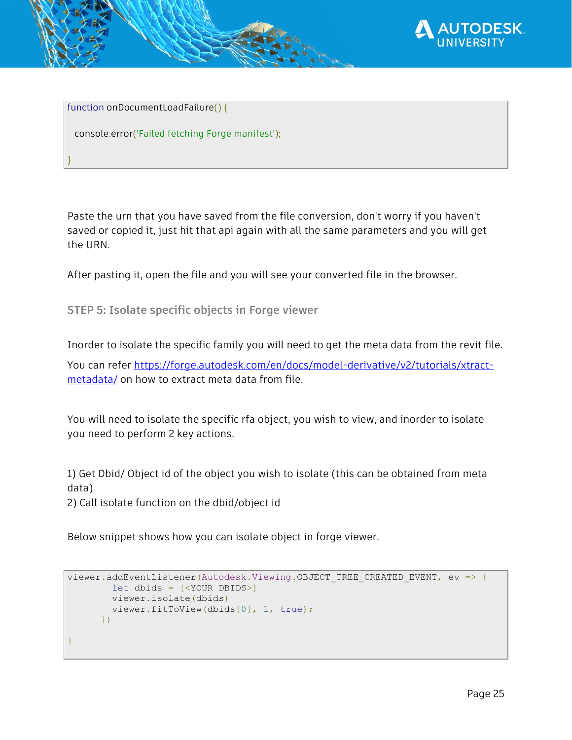```
function onDocumentLoadFailure() {

  console.error('Failed fetching Forge manifest');

}
```

Paste the urn that you have saved from the file conversion, don't worry if you haven't saved or copied it, just hit that api again with all the same parameters and you will get the URN.

After pasting it, open the file and you will see your converted file in the browser.

### STEP 5: Isolate specific objects in Forge viewer

Inorder to isolate the specific family you will need to get the meta data from the revit file.

You can refer https://forge.autodesk.com/en/docs/model-derivative/v2/tutorials/xtract-metadata/ on how to extract meta data from file.

You will need to isolate the specific rfa object, you wish to view, and inorder to isolate you need to perform 2 key actions.

1) Get Dbid/ Object id of the object you wish to isolate (this can be obtained from meta data)
2) Call isolate function on the dbid/object id

Below snippet shows how you can isolate object in forge viewer.

```
viewer.addEventListener(Autodesk.Viewing.OBJECT_TREE_CREATED_EVENT, ev => {
        let dbids = [<YOUR DBIDS>]
        viewer.isolate(dbids)
        viewer.fitToView(dbids[0], 1, true);
      })

}
```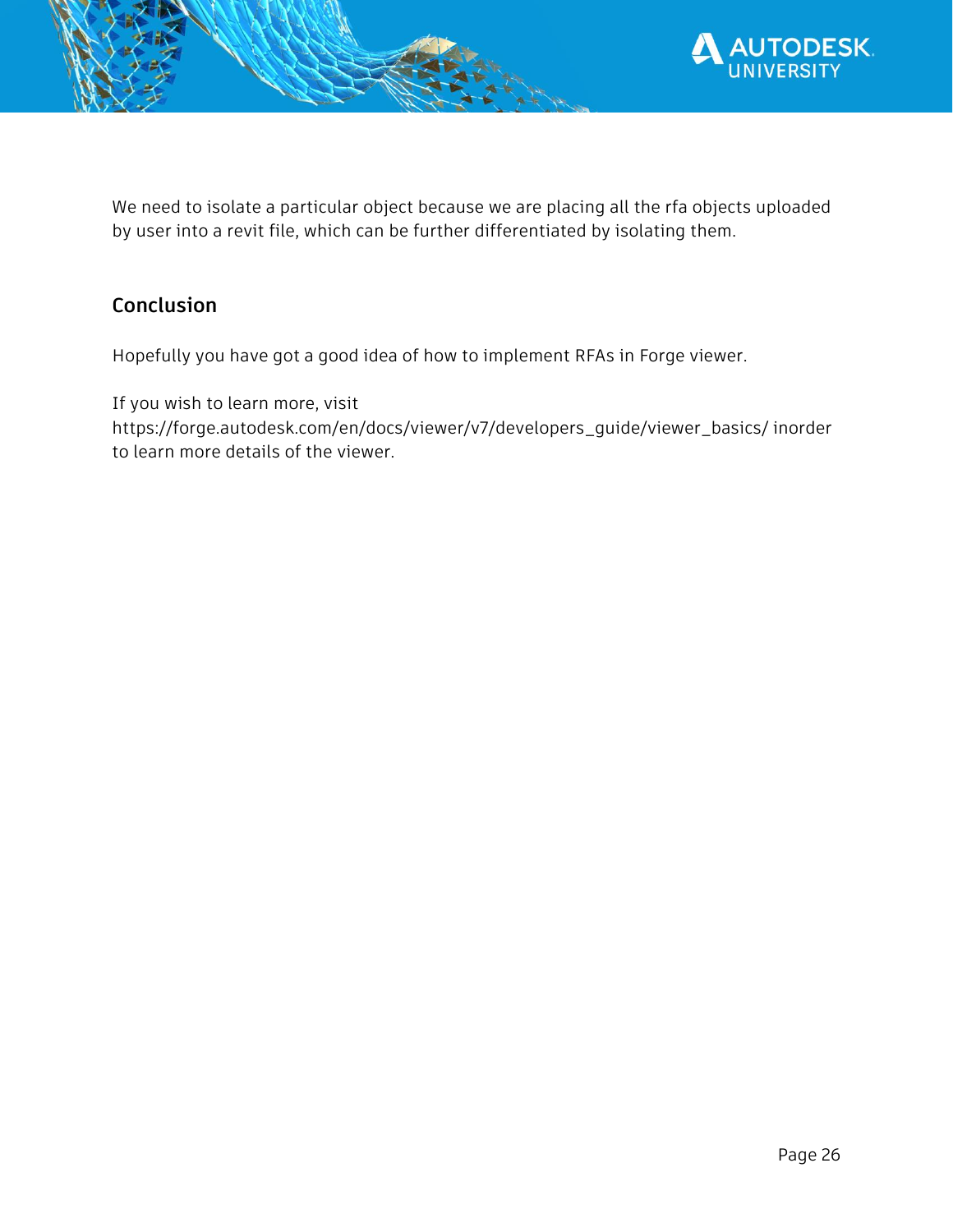We need to isolate a particular object because we are placing all the rfa objects uploaded by user into a revit file, which can be further differentiated by isolating them.

## Conclusion

Hopefully you have got a good idea of how to implement RFAs in Forge viewer.

If you wish to learn more, visit https://forge.autodesk.com/en/docs/viewer/v7/developers_guide/viewer_basics/ inorder to learn more details of the viewer.